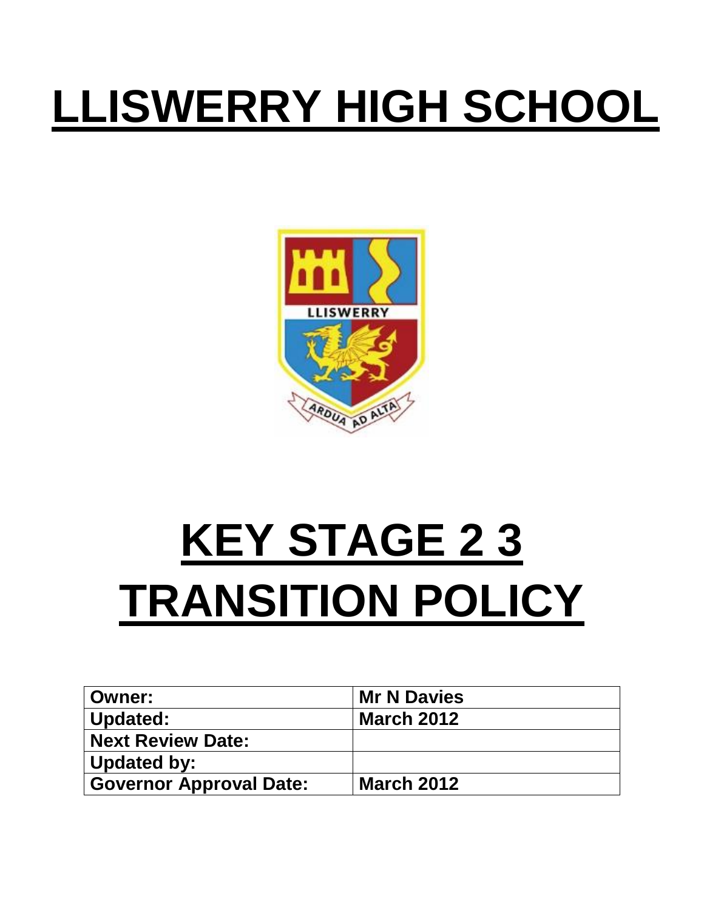# LLISWERRY HIGH SCHOOL

# KEY STAGE 2 3 TRANSITION POLICY

| Owner: | Mr N Davies |
|---|---|
| Updated: | March 2012 |
| Next Review Date: | |
| Updated by: | |
| Governor Approval Date: | March 2012 |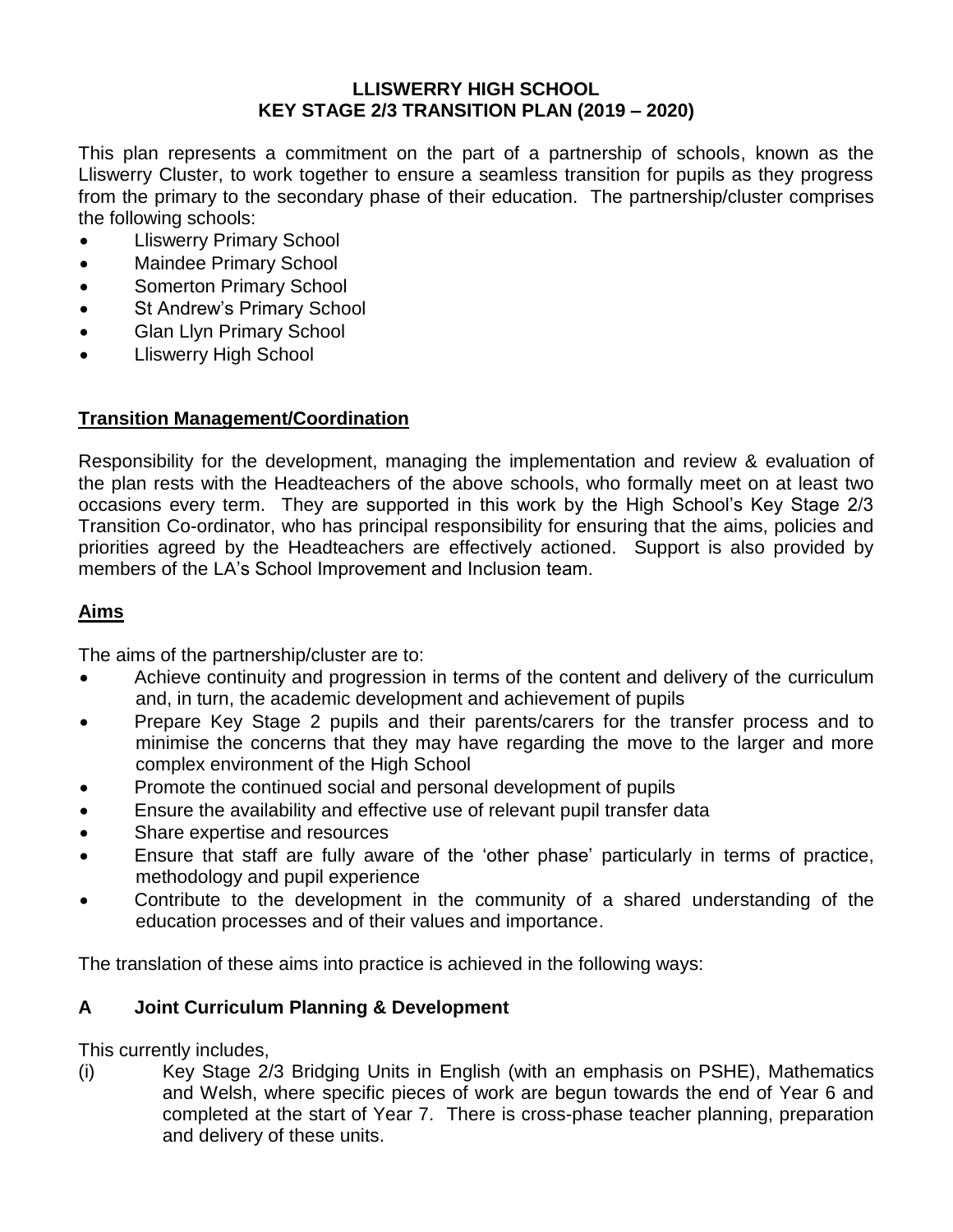# LLISWERRY HIGH SCHOOL
# KEY STAGE 2/3 TRANSITION PLAN (2019 – 2020)

This plan represents a commitment on the part of a partnership of schools, known as the Lliswerry Cluster, to work together to ensure a seamless transition for pupils as they progress from the primary to the secondary phase of their education. The partnership/cluster comprises the following schools:

- Lliswerry Primary School
- Maindee Primary School
- Somerton Primary School
- St Andrew's Primary School
- Glan Llyn Primary School
- Lliswerry High School

## Transition Management/Coordination

Responsibility for the development, managing the implementation and review & evaluation of the plan rests with the Headteachers of the above schools, who formally meet on at least two occasions every term. They are supported in this work by the High School's Key Stage 2/3 Transition Co-ordinator, who has principal responsibility for ensuring that the aims, policies and priorities agreed by the Headteachers are effectively actioned. Support is also provided by members of the LA's School Improvement and Inclusion team.

## Aims

The aims of the partnership/cluster are to:

- Achieve continuity and progression in terms of the content and delivery of the curriculum and, in turn, the academic development and achievement of pupils
- Prepare Key Stage 2 pupils and their parents/carers for the transfer process and to minimise the concerns that they may have regarding the move to the larger and more complex environment of the High School
- Promote the continued social and personal development of pupils
- Ensure the availability and effective use of relevant pupil transfer data
- Share expertise and resources
- Ensure that staff are fully aware of the 'other phase' particularly in terms of practice, methodology and pupil experience
- Contribute to the development in the community of a shared understanding of the education processes and of their values and importance.

The translation of these aims into practice is achieved in the following ways:

### A Joint Curriculum Planning & Development

This currently includes,

(i) Key Stage 2/3 Bridging Units in English (with an emphasis on PSHE), Mathematics and Welsh, where specific pieces of work are begun towards the end of Year 6 and completed at the start of Year 7. There is cross-phase teacher planning, preparation and delivery of these units.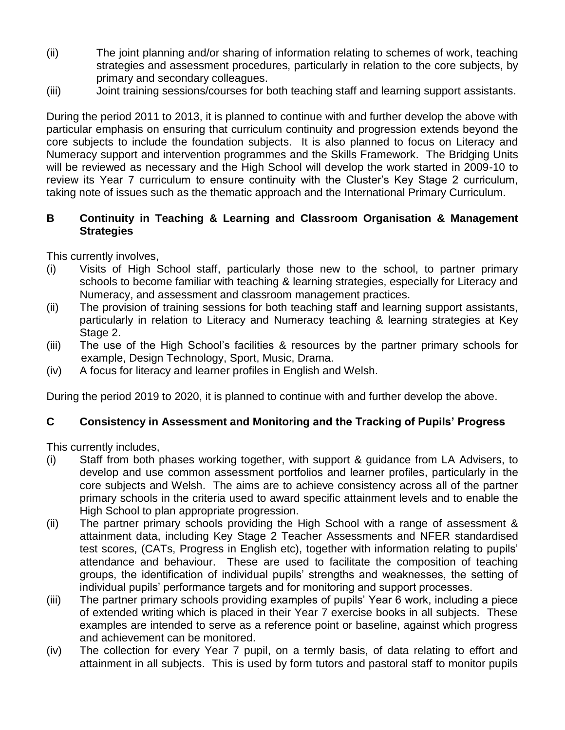(ii) The joint planning and/or sharing of information relating to schemes of work, teaching strategies and assessment procedures, particularly in relation to the core subjects, by primary and secondary colleagues.

(iii) Joint training sessions/courses for both teaching staff and learning support assistants.

During the period 2011 to 2013, it is planned to continue with and further develop the above with particular emphasis on ensuring that curriculum continuity and progression extends beyond the core subjects to include the foundation subjects. It is also planned to focus on Literacy and Numeracy support and intervention programmes and the Skills Framework. The Bridging Units will be reviewed as necessary and the High School will develop the work started in 2009-10 to review its Year 7 curriculum to ensure continuity with the Cluster's Key Stage 2 curriculum, taking note of issues such as the thematic approach and the International Primary Curriculum.

## B Continuity in Teaching & Learning and Classroom Organisation & Management Strategies

This currently involves,

(i) Visits of High School staff, particularly those new to the school, to partner primary schools to become familiar with teaching & learning strategies, especially for Literacy and Numeracy, and assessment and classroom management practices.

(ii) The provision of training sessions for both teaching staff and learning support assistants, particularly in relation to Literacy and Numeracy teaching & learning strategies at Key Stage 2.

(iii) The use of the High School's facilities & resources by the partner primary schools for example, Design Technology, Sport, Music, Drama.

(iv) A focus for literacy and learner profiles in English and Welsh.

During the period 2019 to 2020, it is planned to continue with and further develop the above.

## C Consistency in Assessment and Monitoring and the Tracking of Pupils' Progress

This currently includes,

(i) Staff from both phases working together, with support & guidance from LA Advisers, to develop and use common assessment portfolios and learner profiles, particularly in the core subjects and Welsh. The aims are to achieve consistency across all of the partner primary schools in the criteria used to award specific attainment levels and to enable the High School to plan appropriate progression.

(ii) The partner primary schools providing the High School with a range of assessment & attainment data, including Key Stage 2 Teacher Assessments and NFER standardised test scores, (CATs, Progress in English etc), together with information relating to pupils' attendance and behaviour. These are used to facilitate the composition of teaching groups, the identification of individual pupils' strengths and weaknesses, the setting of individual pupils' performance targets and for monitoring and support processes.

(iii) The partner primary schools providing examples of pupils' Year 6 work, including a piece of extended writing which is placed in their Year 7 exercise books in all subjects. These examples are intended to serve as a reference point or baseline, against which progress and achievement can be monitored.

(iv) The collection for every Year 7 pupil, on a termly basis, of data relating to effort and attainment in all subjects. This is used by form tutors and pastoral staff to monitor pupils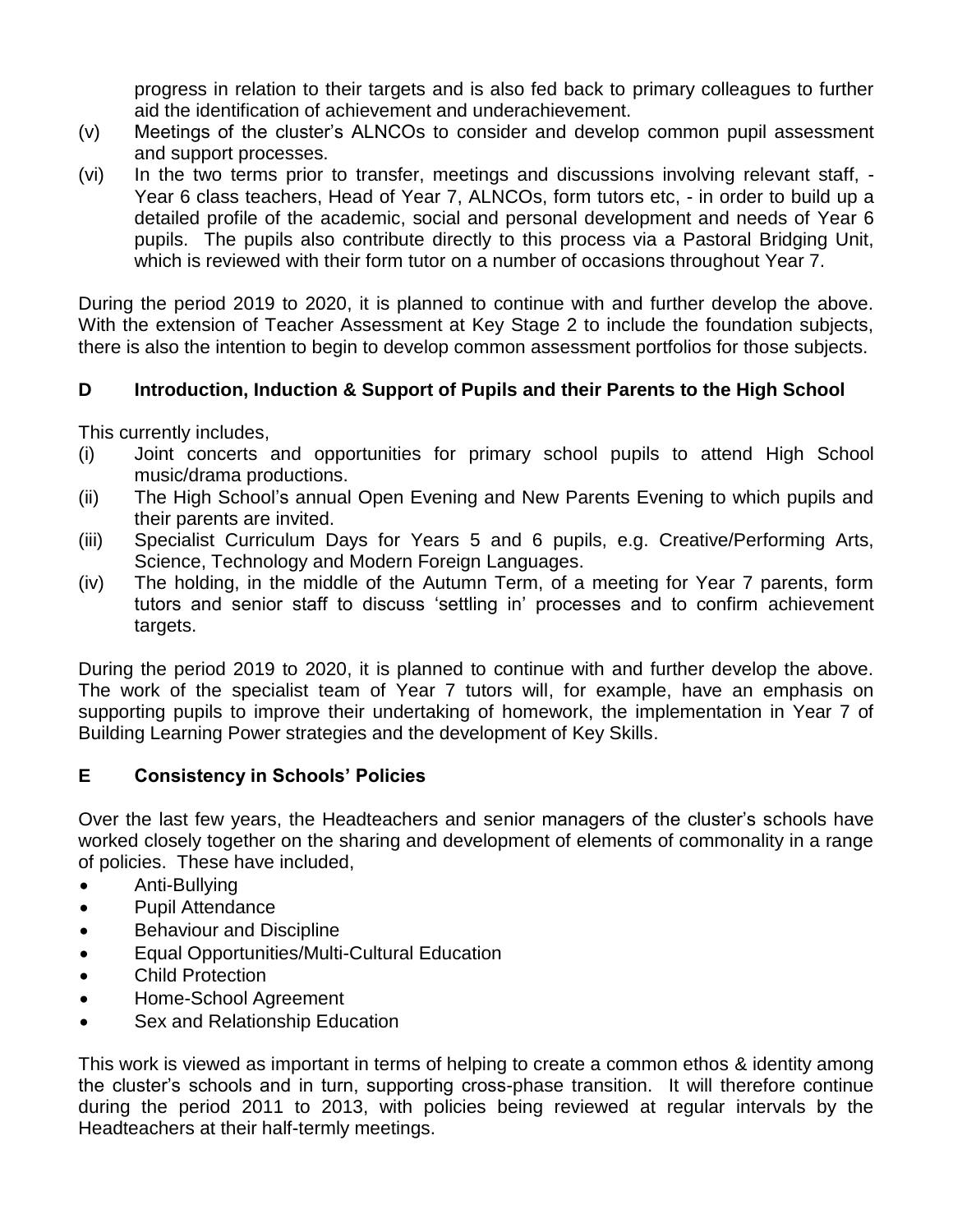progress in relation to their targets and is also fed back to primary colleagues to further aid the identification of achievement and underachievement.

(v) Meetings of the cluster's ALNCOs to consider and develop common pupil assessment and support processes.

(vi) In the two terms prior to transfer, meetings and discussions involving relevant staff, - Year 6 class teachers, Head of Year 7, ALNCOs, form tutors etc, - in order to build up a detailed profile of the academic, social and personal development and needs of Year 6 pupils. The pupils also contribute directly to this process via a Pastoral Bridging Unit, which is reviewed with their form tutor on a number of occasions throughout Year 7.

During the period 2019 to 2020, it is planned to continue with and further develop the above. With the extension of Teacher Assessment at Key Stage 2 to include the foundation subjects, there is also the intention to begin to develop common assessment portfolios for those subjects.

### D Introduction, Induction & Support of Pupils and their Parents to the High School

This currently includes,

(i) Joint concerts and opportunities for primary school pupils to attend High School music/drama productions.

(ii) The High School's annual Open Evening and New Parents Evening to which pupils and their parents are invited.

(iii) Specialist Curriculum Days for Years 5 and 6 pupils, e.g. Creative/Performing Arts, Science, Technology and Modern Foreign Languages.

(iv) The holding, in the middle of the Autumn Term, of a meeting for Year 7 parents, form tutors and senior staff to discuss 'settling in' processes and to confirm achievement targets.

During the period 2019 to 2020, it is planned to continue with and further develop the above. The work of the specialist team of Year 7 tutors will, for example, have an emphasis on supporting pupils to improve their undertaking of homework, the implementation in Year 7 of Building Learning Power strategies and the development of Key Skills.

### E Consistency in Schools' Policies

Over the last few years, the Headteachers and senior managers of the cluster's schools have worked closely together on the sharing and development of elements of commonality in a range of policies. These have included,

- Anti-Bullying
- Pupil Attendance
- Behaviour and Discipline
- Equal Opportunities/Multi-Cultural Education
- Child Protection
- Home-School Agreement
- Sex and Relationship Education

This work is viewed as important in terms of helping to create a common ethos & identity among the cluster's schools and in turn, supporting cross-phase transition. It will therefore continue during the period 2011 to 2013, with policies being reviewed at regular intervals by the Headteachers at their half-termly meetings.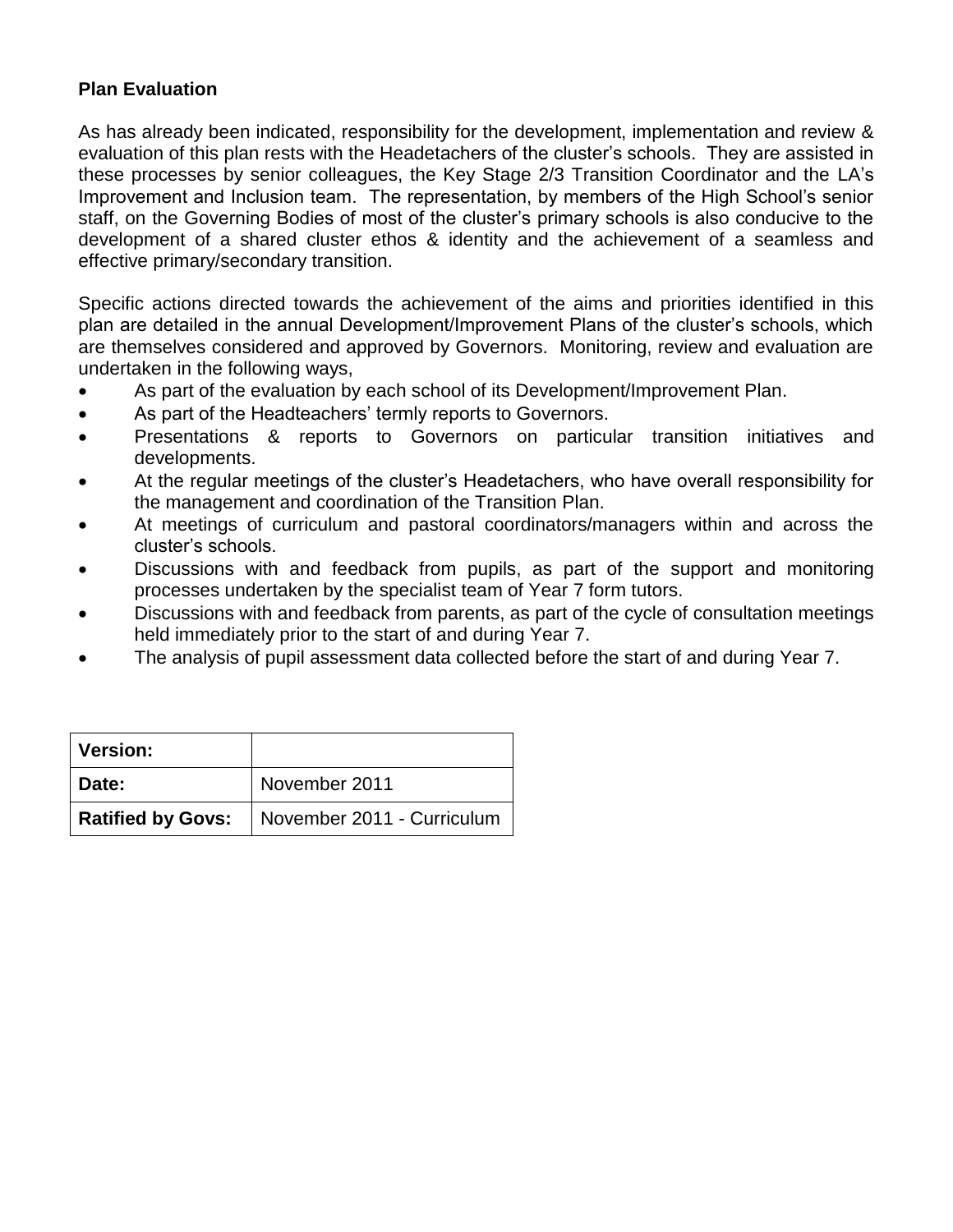**Plan Evaluation**

As has already been indicated, responsibility for the development, implementation and review & evaluation of this plan rests with the Headetachers of the cluster's schools. They are assisted in these processes by senior colleagues, the Key Stage 2/3 Transition Coordinator and the LA's Improvement and Inclusion team. The representation, by members of the High School's senior staff, on the Governing Bodies of most of the cluster's primary schools is also conducive to the development of a shared cluster ethos & identity and the achievement of a seamless and effective primary/secondary transition.

Specific actions directed towards the achievement of the aims and priorities identified in this plan are detailed in the annual Development/Improvement Plans of the cluster's schools, which are themselves considered and approved by Governors. Monitoring, review and evaluation are undertaken in the following ways,

- As part of the evaluation by each school of its Development/Improvement Plan.
- As part of the Headteachers' termly reports to Governors.
- Presentations & reports to Governors on particular transition initiatives and developments.
- At the regular meetings of the cluster's Headetachers, who have overall responsibility for the management and coordination of the Transition Plan.
- At meetings of curriculum and pastoral coordinators/managers within and across the cluster's schools.
- Discussions with and feedback from pupils, as part of the support and monitoring processes undertaken by the specialist team of Year 7 form tutors.
- Discussions with and feedback from parents, as part of the cycle of consultation meetings held immediately prior to the start of and during Year 7.
- The analysis of pupil assessment data collected before the start of and during Year 7.

| | |
|---|---|
| **Version:** | |
| **Date:** | November 2011 |
| **Ratified by Govs:** | November 2011 - Curriculum |